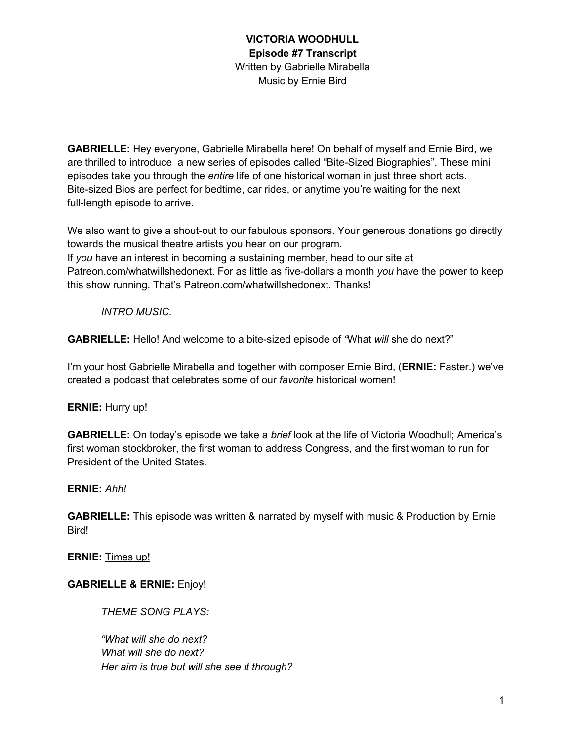**VICTORIA WOODHULL**
**Episode #7 Transcript**
Written by Gabrielle Mirabella
Music by Ernie Bird

**GABRIELLE:** Hey everyone, Gabrielle Mirabella here! On behalf of myself and Ernie Bird, we are thrilled to introduce a new series of episodes called "Bite-Sized Biographies". These mini episodes take you through the *entire* life of one historical woman in just three short acts. Bite-sized Bios are perfect for bedtime, car rides, or anytime you're waiting for the next full-length episode to arrive.

We also want to give a shout-out to our fabulous sponsors. Your generous donations go directly towards the musical theatre artists you hear on our program.
If *you* have an interest in becoming a sustaining member, head to our site at Patreon.com/whatwillshedonext. For as little as five-dollars a month *you* have the power to keep this show running. That's Patreon.com/whatwillshedonext. Thanks!

*INTRO MUSIC.*

**GABRIELLE:** Hello! And welcome to a bite-sized episode of *"*What *will* she do next?"

I'm your host Gabrielle Mirabella and together with composer Ernie Bird, (**ERNIE:** Faster.) we've created a podcast that celebrates some of our *favorite* historical women!

**ERNIE:** Hurry up!

**GABRIELLE:** On today's episode we take a *brief* look at the life of Victoria Woodhull; America's first woman stockbroker, the first woman to address Congress, and the first woman to run for President of the United States.

**ERNIE:** *Ahh!*

**GABRIELLE:** This episode was written & narrated by myself with music & Production by Ernie Bird!

**ERNIE:** <u>Times up!</u>

**GABRIELLE & ERNIE:** Enjoy!

*THEME SONG PLAYS:*

*"What will she do next?*
*What will she do next?*
*Her aim is true but will she see it through?*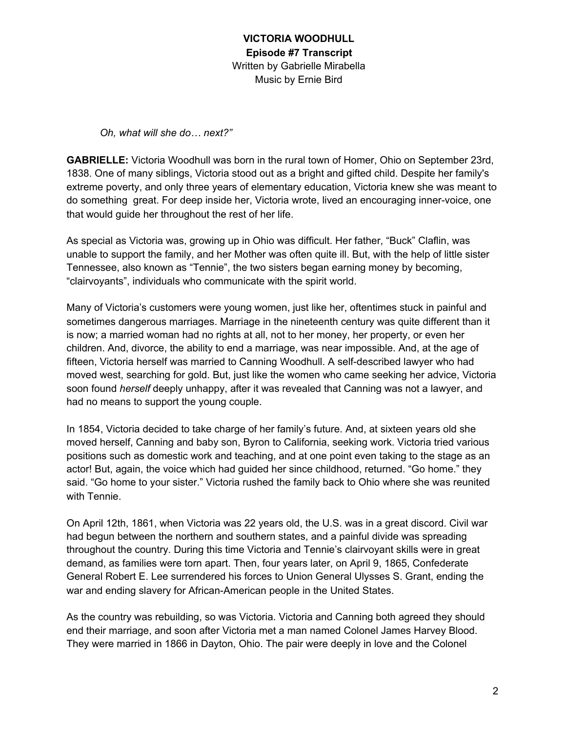**VICTORIA WOODHULL**
**Episode #7 Transcript**
Written by Gabrielle Mirabella
Music by Ernie Bird

*Oh, what will she do… next?"*

**GABRIELLE:** Victoria Woodhull was born in the rural town of Homer, Ohio on September 23rd, 1838. One of many siblings, Victoria stood out as a bright and gifted child. Despite her family's extreme poverty, and only three years of elementary education, Victoria knew she was meant to do something great. For deep inside her, Victoria wrote, lived an encouraging inner-voice, one that would guide her throughout the rest of her life.

As special as Victoria was, growing up in Ohio was difficult. Her father, "Buck" Claflin, was unable to support the family, and her Mother was often quite ill. But, with the help of little sister Tennessee, also known as "Tennie", the two sisters began earning money by becoming, "clairvoyants", individuals who communicate with the spirit world.

Many of Victoria's customers were young women, just like her, oftentimes stuck in painful and sometimes dangerous marriages. Marriage in the nineteenth century was quite different than it is now; a married woman had no rights at all, not to her money, her property, or even her children. And, divorce, the ability to end a marriage, was near impossible. And, at the age of fifteen, Victoria herself was married to Canning Woodhull. A self-described lawyer who had moved west, searching for gold. But, just like the women who came seeking her advice, Victoria soon found *herself* deeply unhappy, after it was revealed that Canning was not a lawyer, and had no means to support the young couple.

In 1854, Victoria decided to take charge of her family's future. And, at sixteen years old she moved herself, Canning and baby son, Byron to California, seeking work. Victoria tried various positions such as domestic work and teaching, and at one point even taking to the stage as an actor! But, again, the voice which had guided her since childhood, returned. "Go home." they said. "Go home to your sister." Victoria rushed the family back to Ohio where she was reunited with Tennie.

On April 12th, 1861, when Victoria was 22 years old, the U.S. was in a great discord. Civil war had begun between the northern and southern states, and a painful divide was spreading throughout the country. During this time Victoria and Tennie's clairvoyant skills were in great demand, as families were torn apart. Then, four years later, on April 9, 1865, Confederate General Robert E. Lee surrendered his forces to Union General Ulysses S. Grant, ending the war and ending slavery for African-American people in the United States.

As the country was rebuilding, so was Victoria. Victoria and Canning both agreed they should end their marriage, and soon after Victoria met a man named Colonel James Harvey Blood. They were married in 1866 in Dayton, Ohio. The pair were deeply in love and the Colonel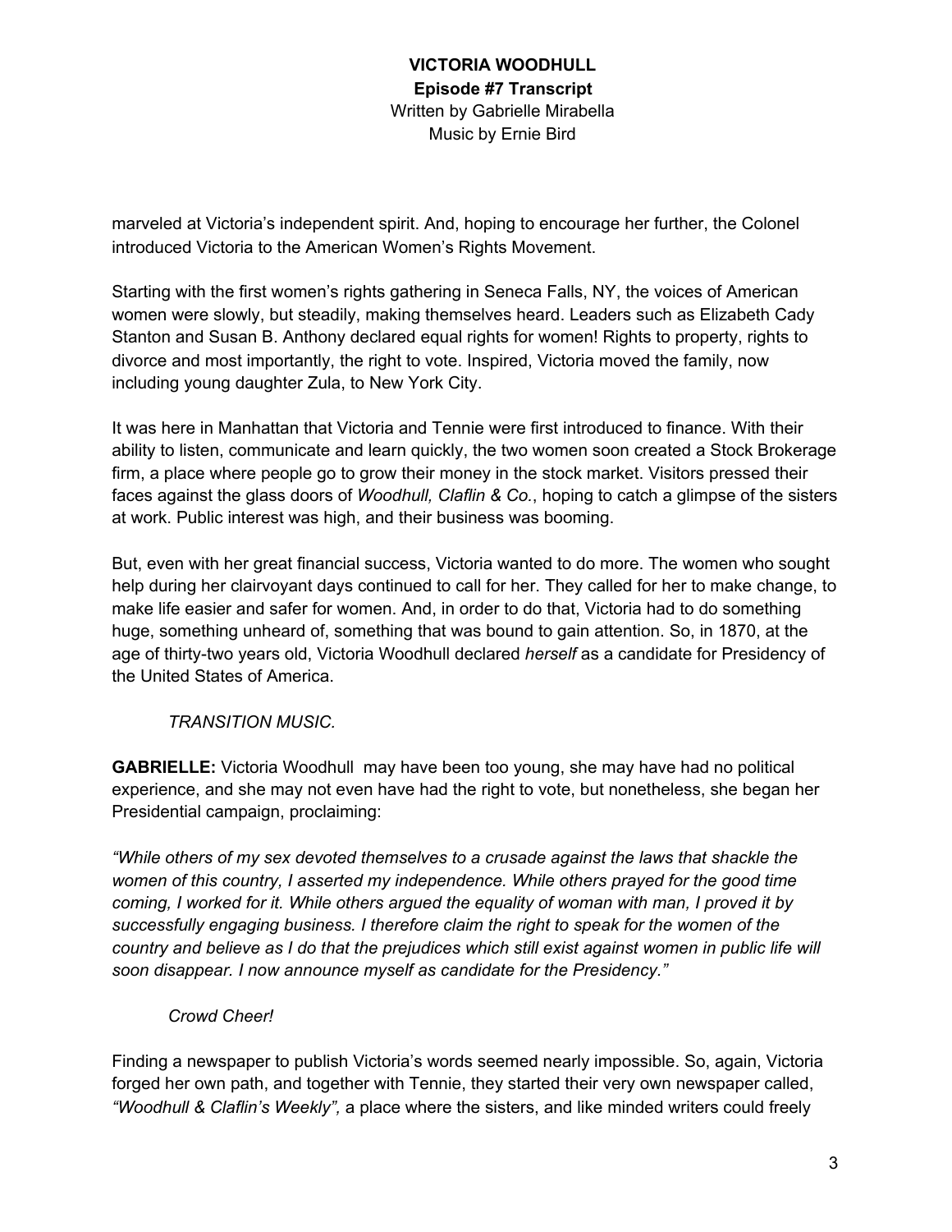marveled at Victoria's independent spirit. And, hoping to encourage her further, the Colonel introduced Victoria to the American Women's Rights Movement.

Starting with the first women's rights gathering in Seneca Falls, NY, the voices of American women were slowly, but steadily, making themselves heard. Leaders such as Elizabeth Cady Stanton and Susan B. Anthony declared equal rights for women! Rights to property, rights to divorce and most importantly, the right to vote. Inspired, Victoria moved the family, now including young daughter Zula, to New York City.

It was here in Manhattan that Victoria and Tennie were first introduced to finance. With their ability to listen, communicate and learn quickly, the two women soon created a Stock Brokerage firm, a place where people go to grow their money in the stock market. Visitors pressed their faces against the glass doors of *Woodhull, Claflin & Co.*, hoping to catch a glimpse of the sisters at work. Public interest was high, and their business was booming.

But, even with her great financial success, Victoria wanted to do more. The women who sought help during her clairvoyant days continued to call for her. They called for her to make change, to make life easier and safer for women. And, in order to do that, Victoria had to do something huge, something unheard of, something that was bound to gain attention. So, in 1870, at the age of thirty-two years old, Victoria Woodhull declared *herself* as a candidate for Presidency of the United States of America.

*TRANSITION MUSIC.*

**GABRIELLE:** Victoria Woodhull may have been too young, she may have had no political experience, and she may not even have had the right to vote, but nonetheless, she began her Presidential campaign, proclaiming:

*"While others of my sex devoted themselves to a crusade against the laws that shackle the women of this country, I asserted my independence. While others prayed for the good time coming, I worked for it. While others argued the equality of woman with man, I proved it by successfully engaging business. I therefore claim the right to speak for the women of the country and believe as I do that the prejudices which still exist against women in public life will soon disappear. I now announce myself as candidate for the Presidency."*

*Crowd Cheer!*

Finding a newspaper to publish Victoria's words seemed nearly impossible. So, again, Victoria forged her own path, and together with Tennie, they started their very own newspaper called, *"Woodhull & Claflin's Weekly",* a place where the sisters, and like minded writers could freely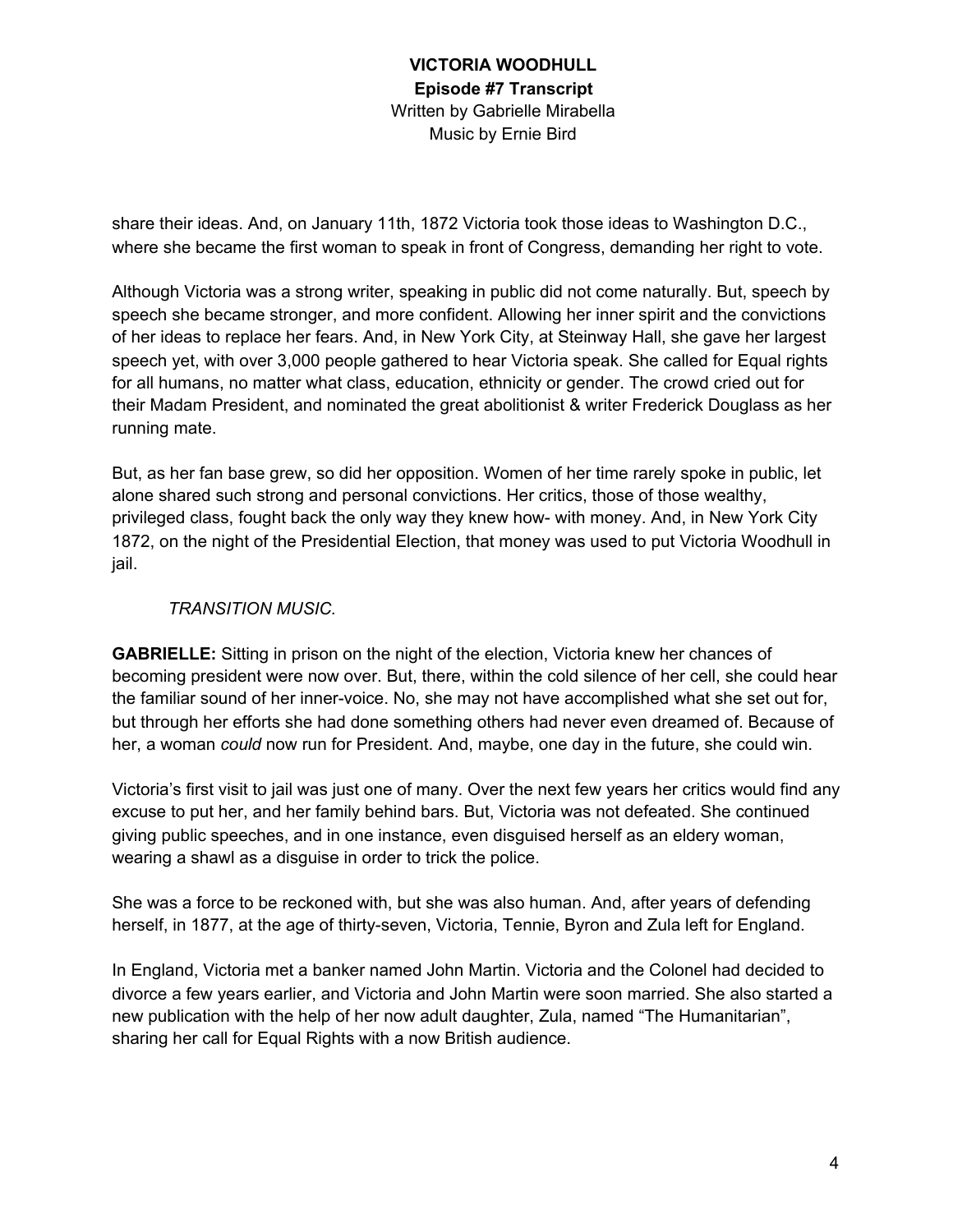share their ideas. And, on January 11th, 1872 Victoria took those ideas to Washington D.C., where she became the first woman to speak in front of Congress, demanding her right to vote.

Although Victoria was a strong writer, speaking in public did not come naturally. But, speech by speech she became stronger, and more confident. Allowing her inner spirit and the convictions of her ideas to replace her fears. And, in New York City, at Steinway Hall, she gave her largest speech yet, with over 3,000 people gathered to hear Victoria speak. She called for Equal rights for all humans, no matter what class, education, ethnicity or gender. The crowd cried out for their Madam President, and nominated the great abolitionist & writer Frederick Douglass as her running mate.

But, as her fan base grew, so did her opposition. Women of her time rarely spoke in public, let alone shared such strong and personal convictions. Her critics, those of those wealthy, privileged class, fought back the only way they knew how- with money. And, in New York City 1872, on the night of the Presidential Election, that money was used to put Victoria Woodhull in jail.

*TRANSITION MUSIC.*

**GABRIELLE:** Sitting in prison on the night of the election, Victoria knew her chances of becoming president were now over. But, there, within the cold silence of her cell, she could hear the familiar sound of her inner-voice. No, she may not have accomplished what she set out for, but through her efforts she had done something others had never even dreamed of. Because of her, a woman *could* now run for President. And, maybe, one day in the future, she could win.

Victoria's first visit to jail was just one of many. Over the next few years her critics would find any excuse to put her, and her family behind bars. But, Victoria was not defeated. She continued giving public speeches, and in one instance, even disguised herself as an eldery woman, wearing a shawl as a disguise in order to trick the police.

She was a force to be reckoned with, but she was also human. And, after years of defending herself, in 1877, at the age of thirty-seven, Victoria, Tennie, Byron and Zula left for England.

In England, Victoria met a banker named John Martin. Victoria and the Colonel had decided to divorce a few years earlier, and Victoria and John Martin were soon married. She also started a new publication with the help of her now adult daughter, Zula, named "The Humanitarian", sharing her call for Equal Rights with a now British audience.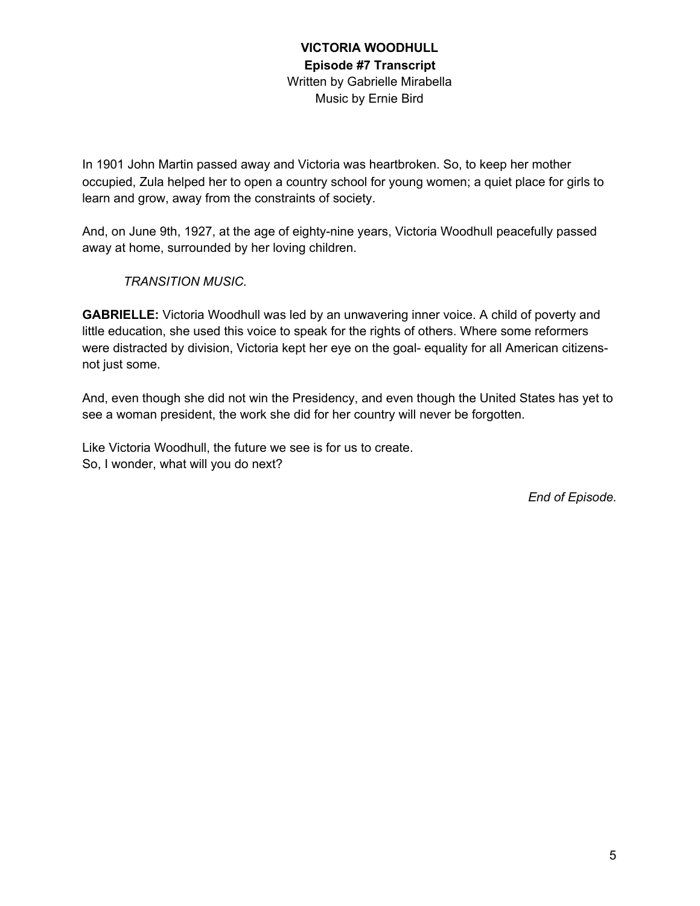**VICTORIA WOODHULL**
**Episode #7 Transcript**
Written by Gabrielle Mirabella
Music by Ernie Bird

In 1901 John Martin passed away and Victoria was heartbroken. So, to keep her mother occupied, Zula helped her to open a country school for young women; a quiet place for girls to learn and grow, away from the constraints of society.

And, on June 9th, 1927, at the age of eighty-nine years, Victoria Woodhull peacefully passed away at home, surrounded by her loving children.

*TRANSITION MUSIC.*

**GABRIELLE:** Victoria Woodhull was led by an unwavering inner voice. A child of poverty and little education, she used this voice to speak for the rights of others. Where some reformers were distracted by division, Victoria kept her eye on the goal- equality for all American citizens- not just some.

And, even though she did not win the Presidency, and even though the United States has yet to see a woman president, the work she did for her country will never be forgotten.

Like Victoria Woodhull, the future we see is for us to create.
So, I wonder, what will you do next?

*End of Episode.*